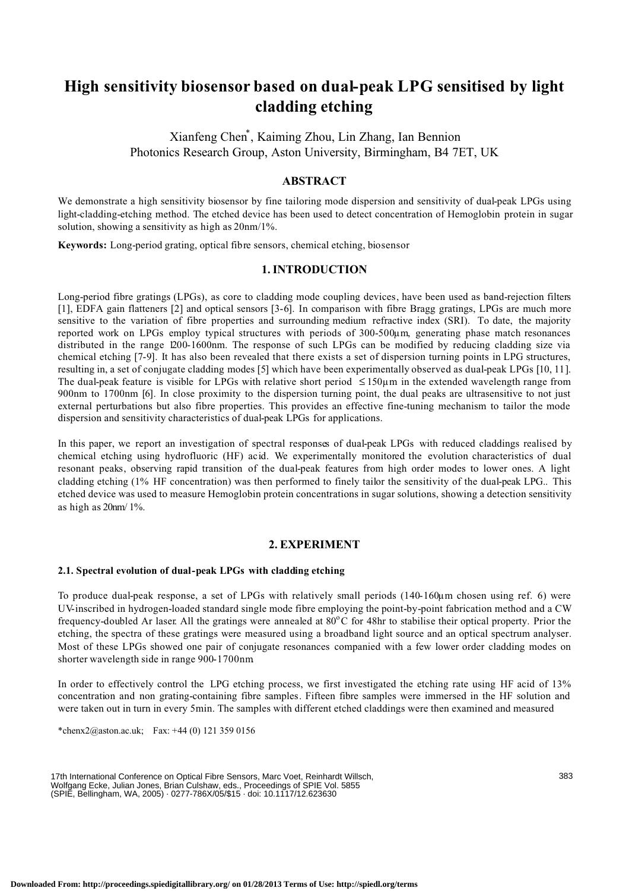# High sensitivity biosensor based on dual-peak LPG sensitised by light cladding etching

Xianfeng Chen*, Kaiming Zhou, Lin Zhang, Ian Bennion
Photonics Research Group, Aston University, Birmingham, B4 7ET, UK

## ABSTRACT

We demonstrate a high sensitivity biosensor by fine tailoring mode dispersion and sensitivity of dual-peak LPGs using light-cladding-etching method. The etched device has been used to detect concentration of Hemoglobin protein in sugar solution, showing a sensitivity as high as 20nm/1%.

**Keywords:** Long-period grating, optical fibre sensors, chemical etching, biosensor

## 1. INTRODUCTION

Long-period fibre gratings (LPGs), as core to cladding mode coupling devices, have been used as band-rejection filters [1], EDFA gain flatteners [2] and optical sensors [3-6]. In comparison with fibre Bragg gratings, LPGs are much more sensitive to the variation of fibre properties and surrounding medium refractive index (SRI). To date, the majority reported work on LPGs employ typical structures with periods of 300-500μm, generating phase match resonances distributed in the range 1200-1600nm. The response of such LPGs can be modified by reducing cladding size via chemical etching [7-9]. It has also been revealed that there exists a set of dispersion turning points in LPG structures, resulting in, a set of conjugate cladding modes [5] which have been experimentally observed as dual-peak LPGs [10, 11]. The dual-peak feature is visible for LPGs with relative short period $\leq 150\mu m$ in the extended wavelength range from 900nm to 1700nm [6]. In close proximity to the dispersion turning point, the dual peaks are ultrasensitive to not just external perturbations but also fibre properties. This provides an effective fine-tuning mechanism to tailor the mode dispersion and sensitivity characteristics of dual-peak LPGs for applications.

In this paper, we report an investigation of spectral responses of dual-peak LPGs with reduced claddings realised by chemical etching using hydrofluoric (HF) acid. We experimentally monitored the evolution characteristics of dual resonant peaks, observing rapid transition of the dual-peak features from high order modes to lower ones. A light cladding etching (1% HF concentration) was then performed to finely tailor the sensitivity of the dual-peak LPG.. This etched device was used to measure Hemoglobin protein concentrations in sugar solutions, showing a detection sensitivity as high as 20nm/ 1%.

## 2. EXPERIMENT

### 2.1. Spectral evolution of dual-peak LPGs with cladding etching

To produce dual-peak response, a set of LPGs with relatively small periods (140-160μm chosen using ref. 6) were UV-inscribed in hydrogen-loaded standard single mode fibre employing the point-by-point fabrication method and a CW frequency-doubled Ar laser. All the gratings were annealed at 80°C for 48hr to stabilise their optical property. Prior the etching, the spectra of these gratings were measured using a broadband light source and an optical spectrum analyser. Most of these LPGs showed one pair of conjugate resonances companied with a few lower order cladding modes on shorter wavelength side in range 900-1700nm

In order to effectively control the LPG etching process, we first investigated the etching rate using HF acid of 13% concentration and non grating-containing fibre samples. Fifteen fibre samples were immersed in the HF solution and were taken out in turn in every 5min. The samples with different etched claddings were then examined and measured

*chenx2@aston.ac.uk; Fax: +44 (0) 121 359 0156

17th International Conference on Optical Fibre Sensors, Marc Voet, Reinhardt Willsch, Wolfgang Ecke, Julian Jones, Brian Culshaw, eds., Proceedings of SPIE Vol. 5855 (SPIE, Bellingham, WA, 2005) · 0277-786X/05/$15 · doi: 10.1117/12.623630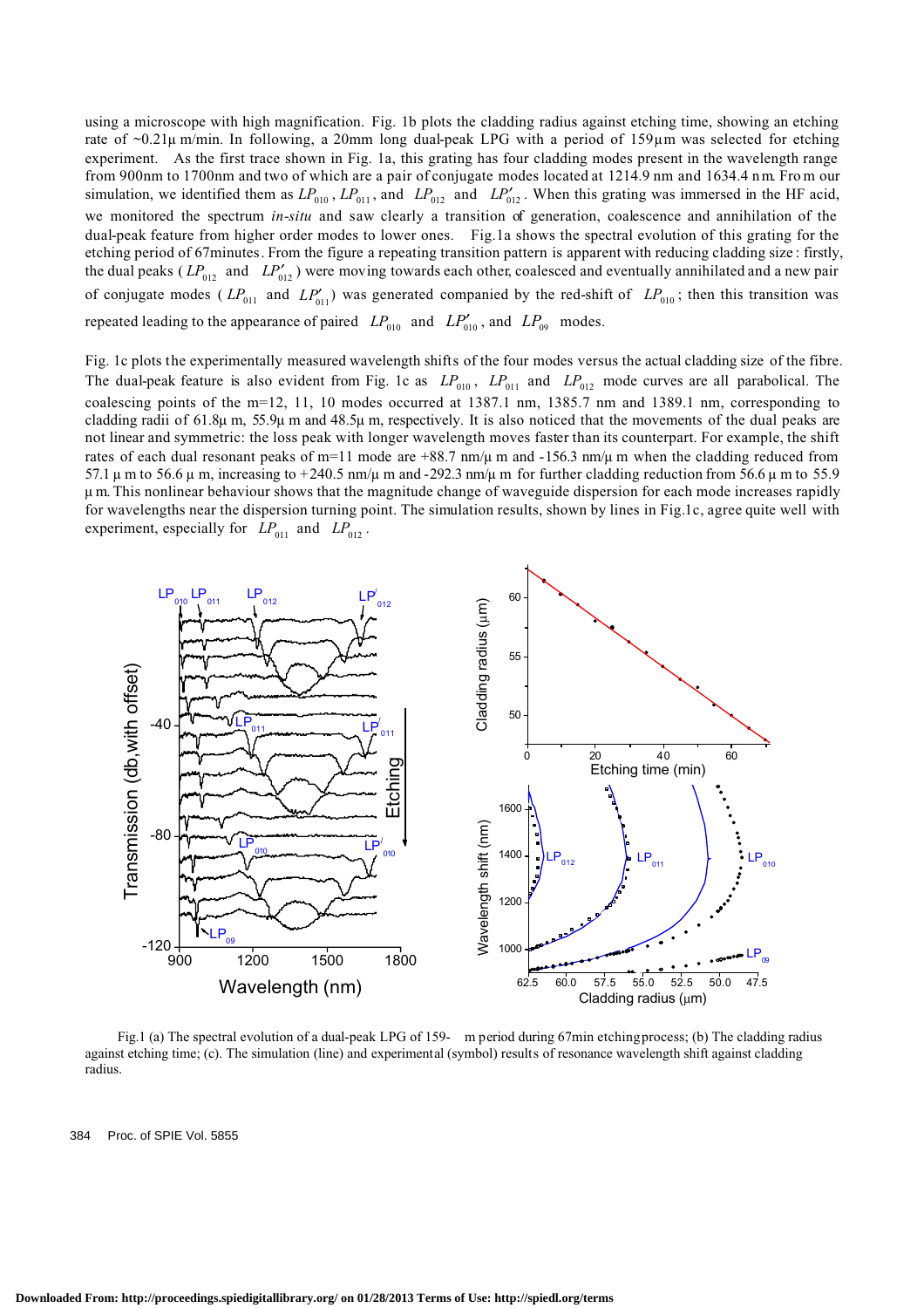using a microscope with high magnification. Fig. 1b plots the cladding radius against etching time, showing an etching rate of ~0.21μ m/min. In following, a 20mm long dual-peak LPG with a period of 159μm was selected for etching experiment. As the first trace shown in Fig. 1a, this grating has four cladding modes present in the wavelength range from 900nm to 1700nm and two of which are a pair of conjugate modes located at 1214.9 nm and 1634.4 nm. From our simulation, we identified them as $LP_{010}$, $LP_{011}$, and $LP_{012}$ and $LP'_{012}$. When this grating was immersed in the HF acid, we monitored the spectrum *in-situ* and saw clearly a transition of generation, coalescence and annihilation of the dual-peak feature from higher order modes to lower ones. Fig.1a shows the spectral evolution of this grating for the etching period of 67minutes. From the figure a repeating transition pattern is apparent with reducing cladding size: firstly, the dual peaks ($LP_{012}$ and $LP'_{012}$) were moving towards each other, coalesced and eventually annihilated and a new pair of conjugate modes ($LP_{011}$ and $LP'_{011}$) was generated companied by the red-shift of $LP_{010}$; then this transition was repeated leading to the appearance of paired $LP_{010}$ and $LP'_{010}$, and $LP_{09}$ modes.

Fig. 1c plots the experimentally measured wavelength shifts of the four modes versus the actual cladding size of the fibre. The dual-peak feature is also evident from Fig. 1c as $LP_{010}$, $LP_{011}$ and $LP_{012}$ mode curves are all parabolical. The coalescing points of the m=12, 11, 10 modes occurred at 1387.1 nm, 1385.7 nm and 1389.1 nm, corresponding to cladding radii of 61.8μ m, 55.9μ m and 48.5μ m, respectively. It is also noticed that the movements of the dual peaks are not linear and symmetric: the loss peak with longer wavelength moves faster than its counterpart. For example, the shift rates of each dual resonant peaks of m=11 mode are +88.7 nm/μ m and -156.3 nm/μ m when the cladding reduced from 57.1 μ m to 56.6 μ m, increasing to +240.5 nm/μ m and -292.3 nm/μ m for further cladding reduction from 56.6 μ m to 55.9 μ m. This nonlinear behaviour shows that the magnitude change of waveguide dispersion for each mode increases rapidly for wavelengths near the dispersion turning point. The simulation results, shown by lines in Fig.1c, agree quite well with experiment, especially for $LP_{011}$ and $LP_{012}$.

Fig.1 (a) The spectral evolution of a dual-peak LPG of 159-μm period during 67min etching process; (b) The cladding radius against etching time; (c). The simulation (line) and experimental (symbol) results of resonance wavelength shift against cladding radius.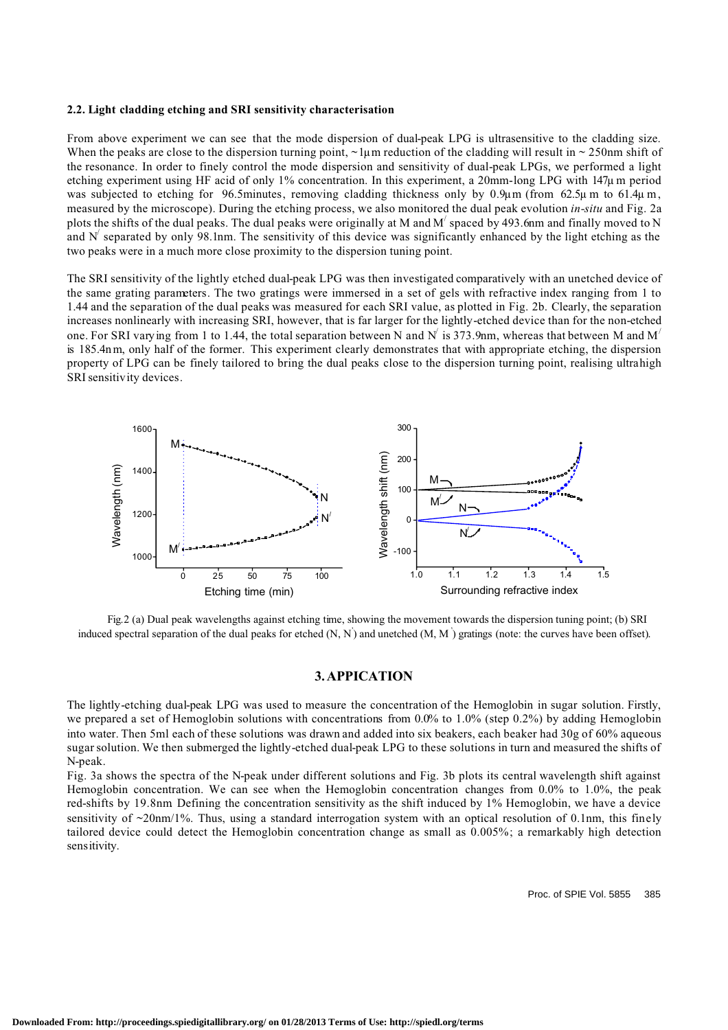### 2.2. Light cladding etching and SRI sensitivity characterisation

From above experiment we can see that the mode dispersion of dual-peak LPG is ultrasensitive to the cladding size. When the peaks are close to the dispersion turning point, ~1μm reduction of the cladding will result in ~ 250nm shift of the resonance. In order to finely control the mode dispersion and sensitivity of dual-peak LPGs, we performed a light etching experiment using HF acid of only 1% concentration. In this experiment, a 20mm-long LPG with 147μm period was subjected to etching for 96.5minutes, removing cladding thickness only by 0.9μm (from 62.5μm to 61.4μm, measured by the microscope). During the etching process, we also monitored the dual peak evolution *in-situ* and Fig. 2a plots the shifts of the dual peaks. The dual peaks were originally at M and M/ spaced by 493.6nm and finally moved to N and N/ separated by only 98.1nm. The sensitivity of this device was significantly enhanced by the light etching as the two peaks were in a much more close proximity to the dispersion tuning point.

The SRI sensitivity of the lightly etched dual-peak LPG was then investigated comparatively with an unetched device of the same grating parameters. The two gratings were immersed in a set of gels with refractive index ranging from 1 to 1.44 and the separation of the dual peaks was measured for each SRI value, as plotted in Fig. 2b. Clearly, the separation increases nonlinearly with increasing SRI, however, that is far larger for the lightly-etched device than for the non-etched one. For SRI varying from 1 to 1.44, the total separation between N and N/ is 373.9nm, whereas that between M and M/ is 185.4nm, only half of the former. This experiment clearly demonstrates that with appropriate etching, the dispersion property of LPG can be finely tailored to bring the dual peaks close to the dispersion turning point, realising ultrahigh SRI sensitivity devices.

Fig.2 (a) Dual peak wavelengths against etching time, showing the movement towards the dispersion tuning point; (b) SRI induced spectral separation of the dual peaks for etched (N, N/) and unetched (M, M/) gratings (note: the curves have been offset).

## 3. APPICATION

The lightly-etching dual-peak LPG was used to measure the concentration of the Hemoglobin in sugar solution. Firstly, we prepared a set of Hemoglobin solutions with concentrations from 0.0% to 1.0% (step 0.2%) by adding Hemoglobin into water. Then 5ml each of these solutions was drawn and added into six beakers, each beaker had 30g of 60% aqueous sugar solution. We then submerged the lightly-etched dual-peak LPG to these solutions in turn and measured the shifts of N-peak.

Fig. 3a shows the spectra of the N-peak under different solutions and Fig. 3b plots its central wavelength shift against Hemoglobin concentration. We can see when the Hemoglobin concentration changes from 0.0% to 1.0%, the peak red-shifts by 19.8nm Defining the concentration sensitivity as the shift induced by 1% Hemoglobin, we have a device sensitivity of ~20nm/1%. Thus, using a standard interrogation system with an optical resolution of 0.1nm, this finely tailored device could detect the Hemoglobin concentration change as small as 0.005%; a remarkably high detection sensitivity.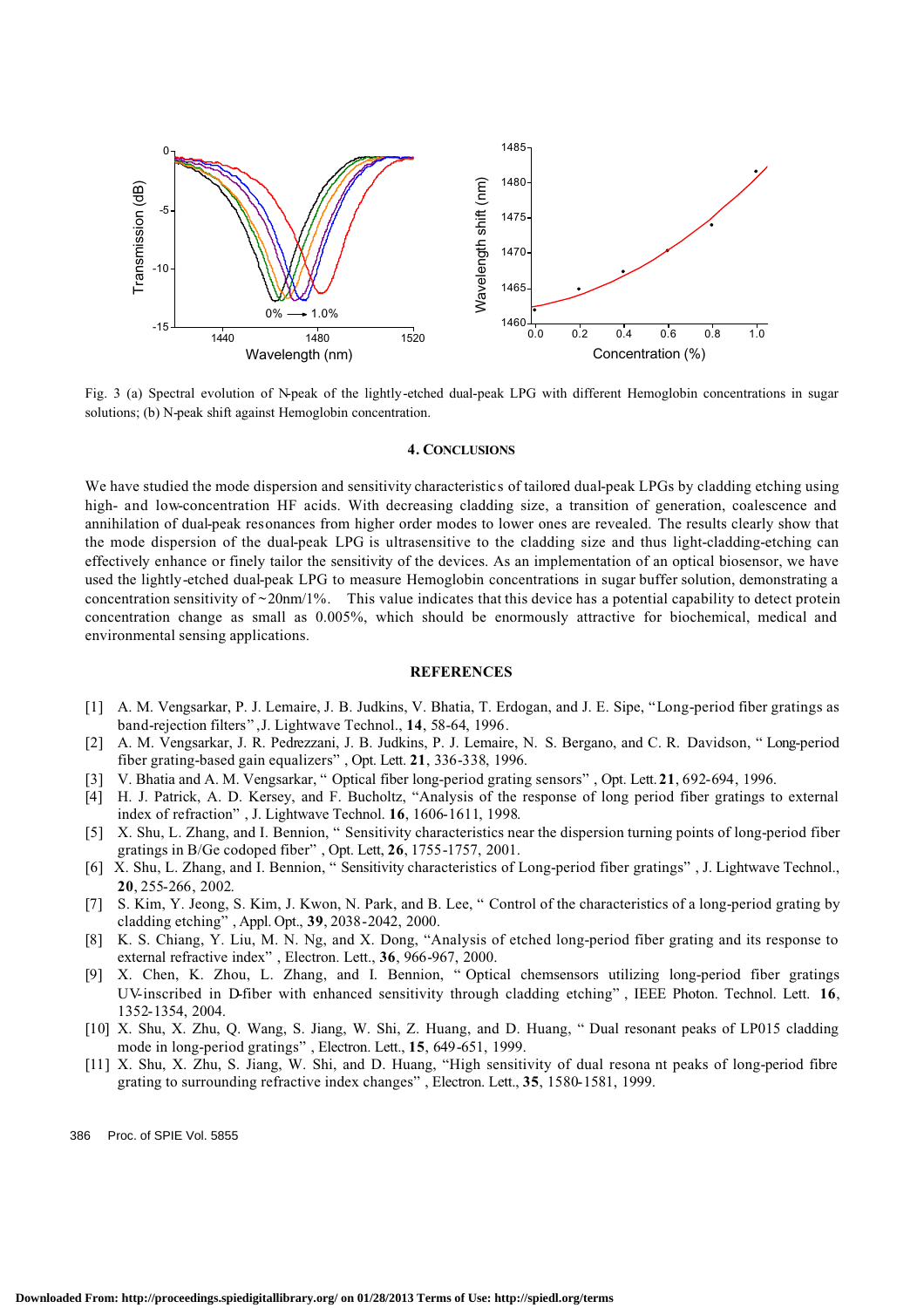Transmission (dB)

0

-5

-10

-15

1440

1480

1520

Wavelength (nm)

0% ⟶ 1.0%

Wavelength shift (nm)

1485

1480

1475

1470

1465

1460

0.0

0.2

0.4

0.6

0.8

1.0

Concentration (%)

Fig. 3 (a) Spectral evolution of N-peak of the lightly-etched dual-peak LPG with different Hemoglobin concentrations in sugar solutions; (b) N-peak shift against Hemoglobin concentration.

## 4. CONCLUSIONS

We have studied the mode dispersion and sensitivity characteristics of tailored dual-peak LPGs by cladding etching using high- and low-concentration HF acids. With decreasing cladding size, a transition of generation, coalescence and annihilation of dual-peak resonances from higher order modes to lower ones are revealed. The results clearly show that the mode dispersion of the dual-peak LPG is ultrasensitive to the cladding size and thus light-cladding-etching can effectively enhance or finely tailor the sensitivity of the devices. As an implementation of an optical biosensor, we have used the lightly-etched dual-peak LPG to measure Hemoglobin concentrations in sugar buffer solution, demonstrating a concentration sensitivity of ~20nm/1%. This value indicates that this device has a potential capability to detect protein concentration change as small as 0.005%, which should be enormously attractive for biochemical, medical and environmental sensing applications.

## REFERENCES

[1] A. M. Vengsarkar, P. J. Lemaire, J. B. Judkins, V. Bhatia, T. Erdogan, and J. E. Sipe, "Long-period fiber gratings as band-rejection filters", J. Lightwave Technol., **14**, 58-64, 1996.

[2] A. M. Vengsarkar, J. R. Pedrezzani, J. B. Judkins, P. J. Lemaire, N. S. Bergano, and C. R. Davidson, "Long-period fiber grating-based gain equalizers", Opt. Lett. **21**, 336-338, 1996.

[3] V. Bhatia and A. M. Vengsarkar, "Optical fiber long-period grating sensors", Opt. Lett. **21**, 692-694, 1996.

[4] H. J. Patrick, A. D. Kersey, and F. Bucholtz, "Analysis of the response of long period fiber gratings to external index of refraction", J. Lightwave Technol. **16**, 1606-1611, 1998.

[5] X. Shu, L. Zhang, and I. Bennion, "Sensitivity characteristics near the dispersion turning points of long-period fiber gratings in B/Ge codoped fiber", Opt. Lett, **26**, 1755-1757, 2001.

[6] X. Shu, L. Zhang, and I. Bennion, "Sensitivity characteristics of Long-period fiber gratings", J. Lightwave Technol., **20**, 255-266, 2002.

[7] S. Kim, Y. Jeong, S. Kim, J. Kwon, N. Park, and B. Lee, "Control of the characteristics of a long-period grating by cladding etching", Appl. Opt., **39**, 2038-2042, 2000.

[8] K. S. Chiang, Y. Liu, M. N. Ng, and X. Dong, "Analysis of etched long-period fiber grating and its response to external refractive index", Electron. Lett., **36**, 966-967, 2000.

[9] X. Chen, K. Zhou, L. Zhang, and I. Bennion, "Optical chemsensors utilizing long-period fiber gratings UV-inscribed in D-fiber with enhanced sensitivity through cladding etching", IEEE Photon. Technol. Lett. **16**, 1352-1354, 2004.

[10] X. Shu, X. Zhu, Q. Wang, S. Jiang, W. Shi, Z. Huang, and D. Huang, "Dual resonant peaks of LP015 cladding mode in long-period gratings", Electron. Lett., **15**, 649-651, 1999.

[11] X. Shu, X. Zhu, S. Jiang, W. Shi, and D. Huang, "High sensitivity of dual resona nt peaks of long-period fibre grating to surrounding refractive index changes", Electron. Lett., **35**, 1580-1581, 1999.